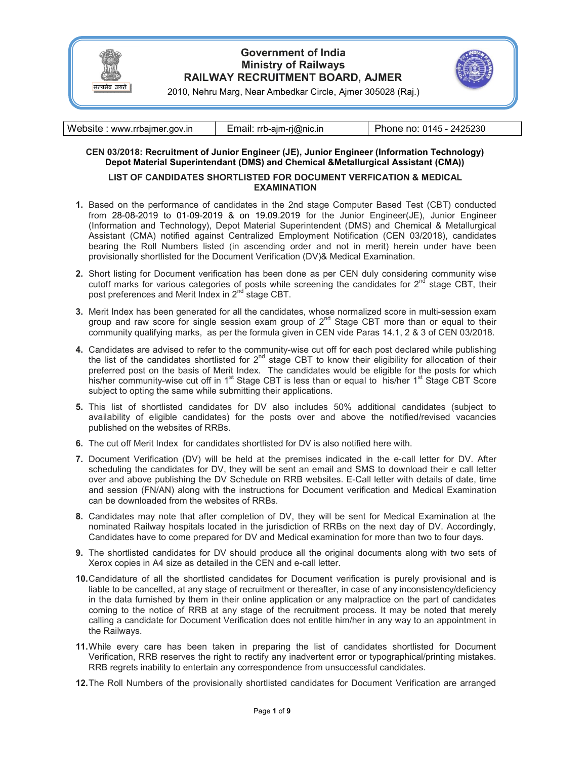# Government of India
# Ministry of Railways
# RAILWAY RECRUITMENT BOARD, AJMER

2010, Nehru Marg, Near Ambedkar Circle, Ajmer 305028 (Raj.)

| Website : www.rrbajmer.gov.in | Email: rrb-ajm-rj@nic.in | Phone no: 0145 - 2425230 |
|---|---|---|

**CEN 03/2018: Recruitment of Junior Engineer (JE), Junior Engineer (Information Technology) Depot Material Superintendant (DMS) and Chemical &Metallurgical Assistant (CMA))**

**LIST OF CANDIDATES SHORTLISTED FOR DOCUMENT VERFICATION & MEDICAL EXAMINATION**

1. Based on the performance of candidates in the 2nd stage Computer Based Test (CBT) conducted from 28-08-2019 to 01-09-2019 & on 19.09.2019 for the Junior Engineer(JE), Junior Engineer (Information and Technology), Depot Material Superintendent (DMS) and Chemical & Metallurgical Assistant (CMA) notified against Centralized Employment Notification (CEN 03/2018), candidates bearing the Roll Numbers listed (in ascending order and not in merit) herein under have been provisionally shortlisted for the Document Verification (DV)& Medical Examination.

2. Short listing for Document verification has been done as per CEN duly considering community wise cutoff marks for various categories of posts while screening the candidates for 2nd stage CBT, their post preferences and Merit Index in 2nd stage CBT.

3. Merit Index has been generated for all the candidates, whose normalized score in multi-session exam group and raw score for single session exam group of 2nd Stage CBT more than or equal to their community qualifying marks, as per the formula given in CEN vide Paras 14.1, 2 & 3 of CEN 03/2018.

4. Candidates are advised to refer to the community-wise cut off for each post declared while publishing the list of the candidates shortlisted for 2nd stage CBT to know their eligibility for allocation of their preferred post on the basis of Merit Index. The candidates would be eligible for the posts for which his/her community-wise cut off in 1st Stage CBT is less than or equal to his/her 1st Stage CBT Score subject to opting the same while submitting their applications.

5. This list of shortlisted candidates for DV also includes 50% additional candidates (subject to availability of eligible candidates) for the posts over and above the notified/revised vacancies published on the websites of RRBs.

6. The cut off Merit Index for candidates shortlisted for DV is also notified here with.

7. Document Verification (DV) will be held at the premises indicated in the e-call letter for DV. After scheduling the candidates for DV, they will be sent an email and SMS to download their e call letter over and above publishing the DV Schedule on RRB websites. E-Call letter with details of date, time and session (FN/AN) along with the instructions for Document verification and Medical Examination can be downloaded from the websites of RRBs.

8. Candidates may note that after completion of DV, they will be sent for Medical Examination at the nominated Railway hospitals located in the jurisdiction of RRBs on the next day of DV. Accordingly, Candidates have to come prepared for DV and Medical examination for more than two to four days.

9. The shortlisted candidates for DV should produce all the original documents along with two sets of Xerox copies in A4 size as detailed in the CEN and e-call letter.

10. Candidature of all the shortlisted candidates for Document verification is purely provisional and is liable to be cancelled, at any stage of recruitment or thereafter, in case of any inconsistency/deficiency in the data furnished by them in their online application or any malpractice on the part of candidates coming to the notice of RRB at any stage of the recruitment process. It may be noted that merely calling a candidate for Document Verification does not entitle him/her in any way to an appointment in the Railways.

11. While every care has been taken in preparing the list of candidates shortlisted for Document Verification, RRB reserves the right to rectify any inadvertent error or typographical/printing mistakes. RRB regrets inability to entertain any correspondence from unsuccessful candidates.

12. The Roll Numbers of the provisionally shortlisted candidates for Document Verification are arranged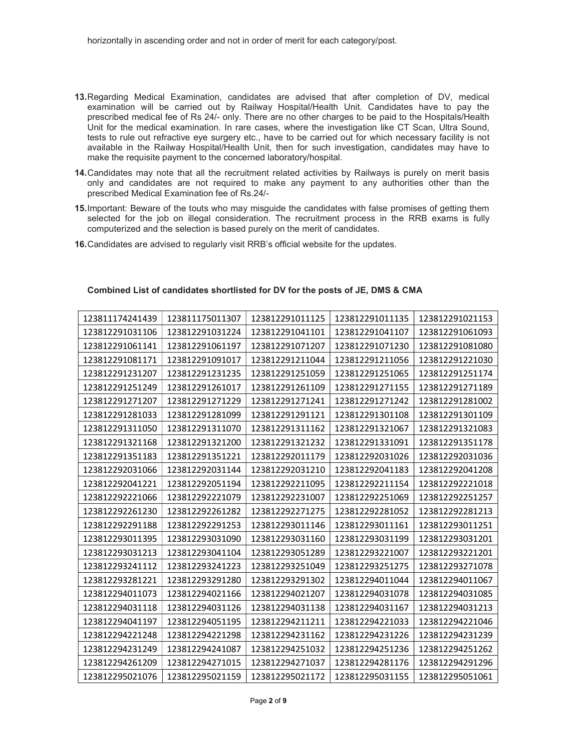horizontally in ascending order and not in order of merit for each category/post.

13. Regarding Medical Examination, candidates are advised that after completion of DV, medical examination will be carried out by Railway Hospital/Health Unit. Candidates have to pay the prescribed medical fee of Rs 24/- only. There are no other charges to be paid to the Hospitals/Health Unit for the medical examination. In rare cases, where the investigation like CT Scan, Ultra Sound, tests to rule out refractive eye surgery etc., have to be carried out for which necessary facility is not available in the Railway Hospital/Health Unit, then for such investigation, candidates may have to make the requisite payment to the concerned laboratory/hospital.

14. Candidates may note that all the recruitment related activities by Railways is purely on merit basis only and candidates are not required to make any payment to any authorities other than the prescribed Medical Examination fee of Rs.24/-

15. Important: Beware of the touts who may misguide the candidates with false promises of getting them selected for the job on illegal consideration. The recruitment process in the RRB exams is fully computerized and the selection is based purely on the merit of candidates.

16. Candidates are advised to regularly visit RRB's official website for the updates.

**Combined List of candidates shortlisted for DV for the posts of JE, DMS & CMA**

| | | | | |
|---|---|---|---|---|
| 123811174241439 | 123811175011307 | 123812291011125 | 123812291011135 | 123812291021153 |
| 123812291031106 | 123812291031224 | 123812291041101 | 123812291041107 | 123812291061093 |
| 123812291061141 | 123812291061197 | 123812291071207 | 123812291071230 | 123812291081080 |
| 123812291081171 | 123812291091017 | 123812291211044 | 123812291211056 | 123812291221030 |
| 123812291231207 | 123812291231235 | 123812291251059 | 123812291251065 | 123812291251174 |
| 123812291251249 | 123812291261017 | 123812291261109 | 123812291271155 | 123812291271189 |
| 123812291271207 | 123812291271229 | 123812291271241 | 123812291271242 | 123812291281002 |
| 123812291281033 | 123812291281099 | 123812291291121 | 123812291301108 | 123812291301109 |
| 123812291311050 | 123812291311070 | 123812291311162 | 123812291321067 | 123812291321083 |
| 123812291321168 | 123812291321200 | 123812291321232 | 123812291331091 | 123812291351178 |
| 123812291351183 | 123812291351221 | 123812292011179 | 123812292031026 | 123812292031036 |
| 123812292031066 | 123812292031144 | 123812292031210 | 123812292041183 | 123812292041208 |
| 123812292041221 | 123812292051194 | 123812292211095 | 123812292211154 | 123812292221018 |
| 123812292221066 | 123812292221079 | 123812292231007 | 123812292251069 | 123812292251257 |
| 123812292261230 | 123812292261282 | 123812292271275 | 123812292281052 | 123812292281213 |
| 123812292291188 | 123812292291253 | 123812293011146 | 123812293011161 | 123812293011251 |
| 123812293011395 | 123812293031090 | 123812293031160 | 123812293031199 | 123812293031201 |
| 123812293031213 | 123812293041104 | 123812293051289 | 123812293221007 | 123812293221201 |
| 123812293241112 | 123812293241223 | 123812293251049 | 123812293251275 | 123812293271078 |
| 123812293281221 | 123812293291280 | 123812293291302 | 123812294011044 | 123812294011067 |
| 123812294011073 | 123812294021166 | 123812294021207 | 123812294031078 | 123812294031085 |
| 123812294031118 | 123812294031126 | 123812294031138 | 123812294031167 | 123812294031213 |
| 123812294041197 | 123812294051195 | 123812294211211 | 123812294221033 | 123812294221046 |
| 123812294221248 | 123812294221298 | 123812294231162 | 123812294231226 | 123812294231239 |
| 123812294231249 | 123812294241087 | 123812294251032 | 123812294251236 | 123812294251262 |
| 123812294261209 | 123812294271015 | 123812294271037 | 123812294281176 | 123812294291296 |
| 123812295021076 | 123812295021159 | 123812295021172 | 123812295031155 | 123812295051061 |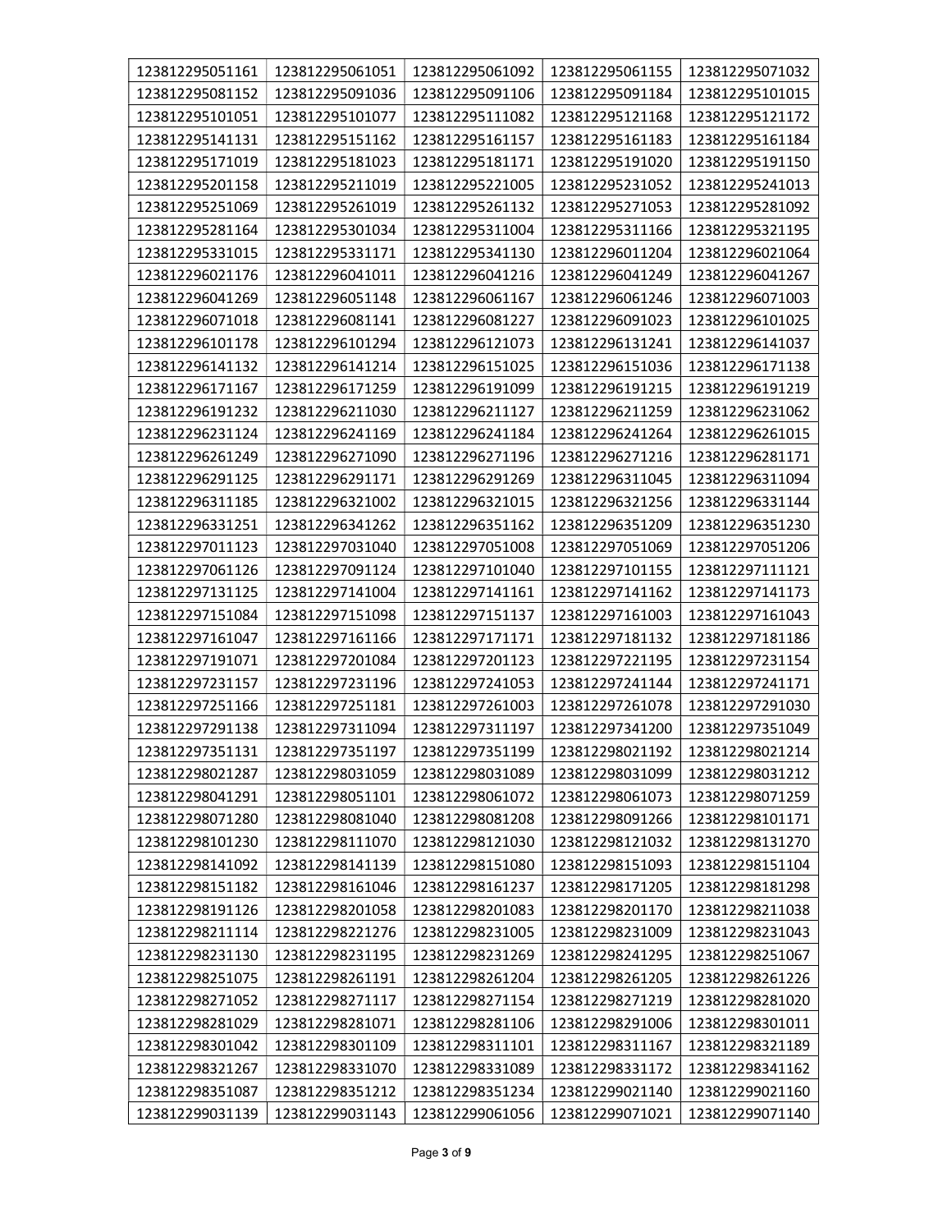| 123812295051161 | 123812295061051 | 123812295061092 | 123812295061155 | 123812295071032 |
|---|---|---|---|---|
| 123812295081152 | 123812295091036 | 123812295091106 | 123812295091184 | 123812295101015 |
| 123812295101051 | 123812295101077 | 123812295111082 | 123812295121168 | 123812295121172 |
| 123812295141131 | 123812295151162 | 123812295161157 | 123812295161183 | 123812295161184 |
| 123812295171019 | 123812295181023 | 123812295181171 | 123812295191020 | 123812295191150 |
| 123812295201158 | 123812295211019 | 123812295221005 | 123812295231052 | 123812295241013 |
| 123812295251069 | 123812295261019 | 123812295261132 | 123812295271053 | 123812295281092 |
| 123812295281164 | 123812295301034 | 123812295311004 | 123812295311166 | 123812295321195 |
| 123812295331015 | 123812295331171 | 123812295341130 | 123812296011204 | 123812296021064 |
| 123812296021176 | 123812296041011 | 123812296041216 | 123812296041249 | 123812296041267 |
| 123812296041269 | 123812296051148 | 123812296061167 | 123812296061246 | 123812296071003 |
| 123812296071018 | 123812296081141 | 123812296081227 | 123812296091023 | 123812296101025 |
| 123812296101178 | 123812296101294 | 123812296121073 | 123812296131241 | 123812296141037 |
| 123812296141132 | 123812296141214 | 123812296151025 | 123812296151036 | 123812296171138 |
| 123812296171167 | 123812296171259 | 123812296191099 | 123812296191215 | 123812296191219 |
| 123812296191232 | 123812296211030 | 123812296211127 | 123812296211259 | 123812296231062 |
| 123812296231124 | 123812296241169 | 123812296241184 | 123812296241264 | 123812296261015 |
| 123812296261249 | 123812296271090 | 123812296271196 | 123812296271216 | 123812296281171 |
| 123812296291125 | 123812296291171 | 123812296291269 | 123812296311045 | 123812296311094 |
| 123812296311185 | 123812296321002 | 123812296321015 | 123812296321256 | 123812296331144 |
| 123812296331251 | 123812296341262 | 123812296351162 | 123812296351209 | 123812296351230 |
| 123812297011123 | 123812297031040 | 123812297051008 | 123812297051069 | 123812297051206 |
| 123812297061126 | 123812297091124 | 123812297101040 | 123812297101155 | 123812297111121 |
| 123812297131125 | 123812297141004 | 123812297141161 | 123812297141162 | 123812297141173 |
| 123812297151084 | 123812297151098 | 123812297151137 | 123812297161003 | 123812297161043 |
| 123812297161047 | 123812297161166 | 123812297171171 | 123812297181132 | 123812297181186 |
| 123812297191071 | 123812297201084 | 123812297201123 | 123812297221195 | 123812297231154 |
| 123812297231157 | 123812297231196 | 123812297241053 | 123812297241144 | 123812297241171 |
| 123812297251166 | 123812297251181 | 123812297261003 | 123812297261078 | 123812297291030 |
| 123812297291138 | 123812297311094 | 123812297311197 | 123812297341200 | 123812297351049 |
| 123812297351131 | 123812297351197 | 123812297351199 | 123812298021192 | 123812298021214 |
| 123812298021287 | 123812298031059 | 123812298031089 | 123812298031099 | 123812298031212 |
| 123812298041291 | 123812298051101 | 123812298061072 | 123812298061073 | 123812298071259 |
| 123812298071280 | 123812298081040 | 123812298081208 | 123812298091266 | 123812298101171 |
| 123812298101230 | 123812298111070 | 123812298121030 | 123812298121032 | 123812298131270 |
| 123812298141092 | 123812298141139 | 123812298151080 | 123812298151093 | 123812298151104 |
| 123812298151182 | 123812298161046 | 123812298161237 | 123812298171205 | 123812298181298 |
| 123812298191126 | 123812298201058 | 123812298201083 | 123812298201170 | 123812298211038 |
| 123812298211114 | 123812298221276 | 123812298231005 | 123812298231009 | 123812298231043 |
| 123812298231130 | 123812298231195 | 123812298231269 | 123812298241295 | 123812298251067 |
| 123812298251075 | 123812298261191 | 123812298261204 | 123812298261205 | 123812298261226 |
| 123812298271052 | 123812298271117 | 123812298271154 | 123812298271219 | 123812298281020 |
| 123812298281029 | 123812298281071 | 123812298281106 | 123812298291006 | 123812298301011 |
| 123812298301042 | 123812298301109 | 123812298311101 | 123812298311167 | 123812298321189 |
| 123812298321267 | 123812298331070 | 123812298331089 | 123812298331172 | 123812298341162 |
| 123812298351087 | 123812298351212 | 123812298351234 | 123812299021140 | 123812299021160 |
| 123812299031139 | 123812299031143 | 123812299061056 | 123812299071021 | 123812299071140 |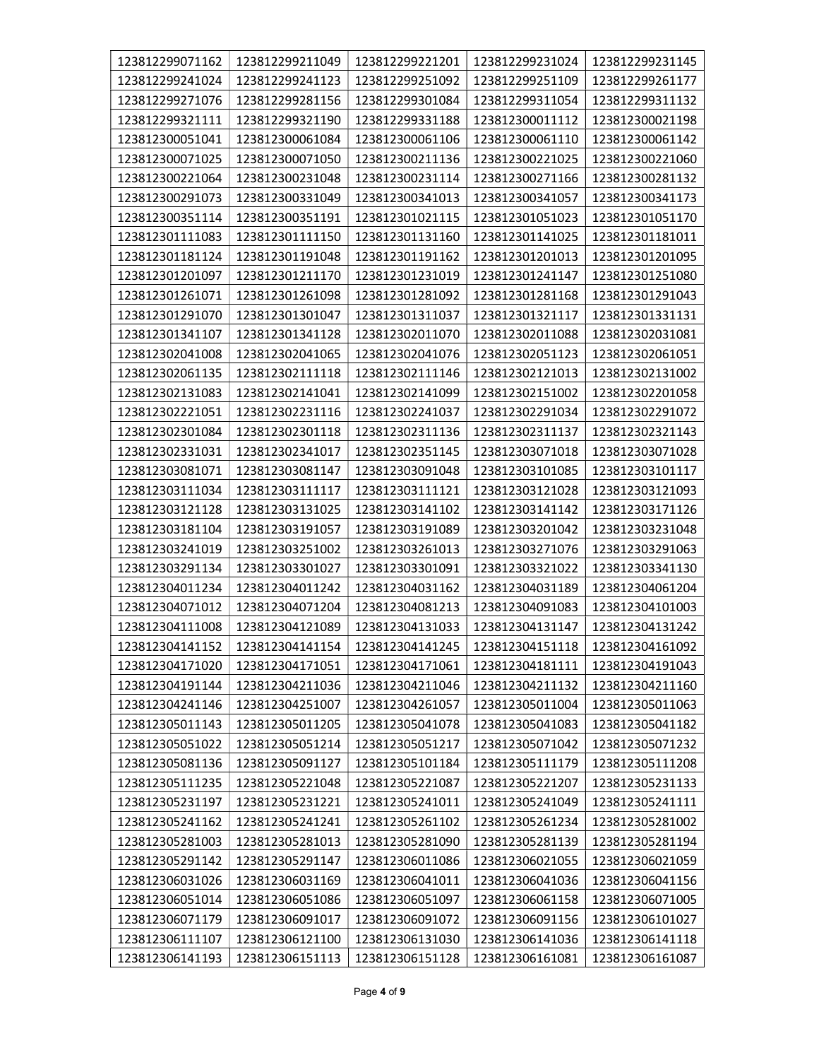| 123812299071162 | 123812299211049 | 123812299221201 | 123812299231024 | 123812299231145 |
|---|---|---|---|---|
| 123812299241024 | 123812299241123 | 123812299251092 | 123812299251109 | 123812299261177 |
| 123812299271076 | 123812299281156 | 123812299301084 | 123812299311054 | 123812299311132 |
| 123812299321111 | 123812299321190 | 123812299331188 | 123812300011112 | 123812300021198 |
| 123812300051041 | 123812300061084 | 123812300061106 | 123812300061110 | 123812300061142 |
| 123812300071025 | 123812300071050 | 123812300211136 | 123812300221025 | 123812300221060 |
| 123812300221064 | 123812300231048 | 123812300231114 | 123812300271166 | 123812300281132 |
| 123812300291073 | 123812300331049 | 123812300341013 | 123812300341057 | 123812300341173 |
| 123812300351114 | 123812300351191 | 123812301021115 | 123812301051023 | 123812301051170 |
| 123812301111083 | 123812301111150 | 123812301131160 | 123812301141025 | 123812301181011 |
| 123812301181124 | 123812301191048 | 123812301191162 | 123812301201013 | 123812301201095 |
| 123812301201097 | 123812301211170 | 123812301231019 | 123812301241147 | 123812301251080 |
| 123812301261071 | 123812301261098 | 123812301281092 | 123812301281168 | 123812301291043 |
| 123812301291070 | 123812301301047 | 123812301311037 | 123812301321117 | 123812301331131 |
| 123812301341107 | 123812301341128 | 123812302011070 | 123812302011088 | 123812302031081 |
| 123812302041008 | 123812302041065 | 123812302041076 | 123812302051123 | 123812302061051 |
| 123812302061135 | 123812302111118 | 123812302111146 | 123812302121013 | 123812302131002 |
| 123812302131083 | 123812302141041 | 123812302141099 | 123812302151002 | 123812302201058 |
| 123812302221051 | 123812302231116 | 123812302241037 | 123812302291034 | 123812302291072 |
| 123812302301084 | 123812302301118 | 123812302311136 | 123812302311137 | 123812302321143 |
| 123812302331031 | 123812302341017 | 123812302351145 | 123812303071018 | 123812303071028 |
| 123812303081071 | 123812303081147 | 123812303091048 | 123812303101085 | 123812303101117 |
| 123812303111034 | 123812303111117 | 123812303111121 | 123812303121028 | 123812303121093 |
| 123812303121128 | 123812303131025 | 123812303141102 | 123812303141142 | 123812303171126 |
| 123812303181104 | 123812303191057 | 123812303191089 | 123812303201042 | 123812303231048 |
| 123812303241019 | 123812303251002 | 123812303261013 | 123812303271076 | 123812303291063 |
| 123812303291134 | 123812303301027 | 123812303301091 | 123812303321022 | 123812303341130 |
| 123812304011234 | 123812304011242 | 123812304031162 | 123812304031189 | 123812304061204 |
| 123812304071012 | 123812304071204 | 123812304081213 | 123812304091083 | 123812304101003 |
| 123812304111008 | 123812304121089 | 123812304131033 | 123812304131147 | 123812304131242 |
| 123812304141152 | 123812304141154 | 123812304141245 | 123812304151118 | 123812304161092 |
| 123812304171020 | 123812304171051 | 123812304171061 | 123812304181111 | 123812304191043 |
| 123812304191144 | 123812304211036 | 123812304211046 | 123812304211132 | 123812304211160 |
| 123812304241146 | 123812304251007 | 123812304261057 | 123812305011004 | 123812305011063 |
| 123812305011143 | 123812305011205 | 123812305041078 | 123812305041083 | 123812305041182 |
| 123812305051022 | 123812305051214 | 123812305051217 | 123812305071042 | 123812305071232 |
| 123812305081136 | 123812305091127 | 123812305101184 | 123812305111179 | 123812305111208 |
| 123812305111235 | 123812305221048 | 123812305221087 | 123812305221207 | 123812305231133 |
| 123812305231197 | 123812305231221 | 123812305241011 | 123812305241049 | 123812305241111 |
| 123812305241162 | 123812305241241 | 123812305261102 | 123812305261234 | 123812305281002 |
| 123812305281003 | 123812305281013 | 123812305281090 | 123812305281139 | 123812305281194 |
| 123812305291142 | 123812305291147 | 123812306011086 | 123812306021055 | 123812306021059 |
| 123812306031026 | 123812306031169 | 123812306041011 | 123812306041036 | 123812306041156 |
| 123812306051014 | 123812306051086 | 123812306051097 | 123812306061158 | 123812306071005 |
| 123812306071179 | 123812306091017 | 123812306091072 | 123812306091156 | 123812306101027 |
| 123812306111107 | 123812306121100 | 123812306131030 | 123812306141036 | 123812306141118 |
| 123812306141193 | 123812306151113 | 123812306151128 | 123812306161081 | 123812306161087 |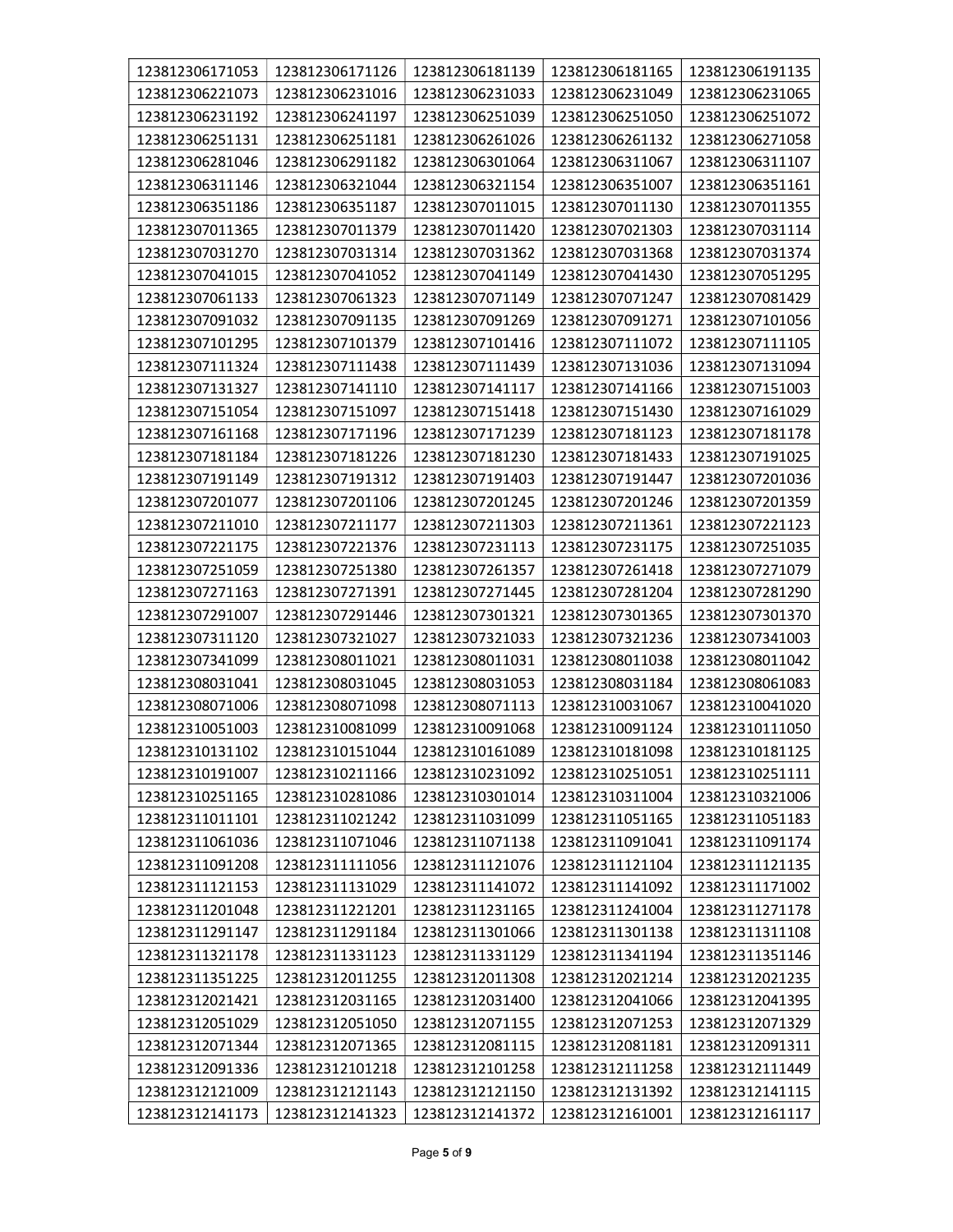| 123812306171053 | 123812306171126 | 123812306181139 | 123812306181165 | 123812306191135 |
|---|---|---|---|---|
| 123812306221073 | 123812306231016 | 123812306231033 | 123812306231049 | 123812306231065 |
| 123812306231192 | 123812306241197 | 123812306251039 | 123812306251050 | 123812306251072 |
| 123812306251131 | 123812306251181 | 123812306261026 | 123812306261132 | 123812306271058 |
| 123812306281046 | 123812306291182 | 123812306301064 | 123812306311067 | 123812306311107 |
| 123812306311146 | 123812306321044 | 123812306321154 | 123812306351007 | 123812306351161 |
| 123812306351186 | 123812306351187 | 123812307011015 | 123812307011130 | 123812307011355 |
| 123812307011365 | 123812307011379 | 123812307011420 | 123812307021303 | 123812307031114 |
| 123812307031270 | 123812307031314 | 123812307031362 | 123812307031368 | 123812307031374 |
| 123812307041015 | 123812307041052 | 123812307041149 | 123812307041430 | 123812307051295 |
| 123812307061133 | 123812307061323 | 123812307071149 | 123812307071247 | 123812307081429 |
| 123812307091032 | 123812307091135 | 123812307091269 | 123812307091271 | 123812307101056 |
| 123812307101295 | 123812307101379 | 123812307101416 | 123812307111072 | 123812307111105 |
| 123812307111324 | 123812307111438 | 123812307111439 | 123812307131036 | 123812307131094 |
| 123812307131327 | 123812307141110 | 123812307141117 | 123812307141166 | 123812307151003 |
| 123812307151054 | 123812307151097 | 123812307151418 | 123812307151430 | 123812307161029 |
| 123812307161168 | 123812307171196 | 123812307171239 | 123812307181123 | 123812307181178 |
| 123812307181184 | 123812307181226 | 123812307181230 | 123812307181433 | 123812307191025 |
| 123812307191149 | 123812307191312 | 123812307191403 | 123812307191447 | 123812307201036 |
| 123812307201077 | 123812307201106 | 123812307201245 | 123812307201246 | 123812307201359 |
| 123812307211010 | 123812307211177 | 123812307211303 | 123812307211361 | 123812307221123 |
| 123812307221175 | 123812307221376 | 123812307231113 | 123812307231175 | 123812307251035 |
| 123812307251059 | 123812307251380 | 123812307261357 | 123812307261418 | 123812307271079 |
| 123812307271163 | 123812307271391 | 123812307271445 | 123812307281204 | 123812307281290 |
| 123812307291007 | 123812307291446 | 123812307301321 | 123812307301365 | 123812307301370 |
| 123812307311120 | 123812307321027 | 123812307321033 | 123812307321236 | 123812307341003 |
| 123812307341099 | 123812308011021 | 123812308011031 | 123812308011038 | 123812308011042 |
| 123812308031041 | 123812308031045 | 123812308031053 | 123812308031184 | 123812308061083 |
| 123812308071006 | 123812308071098 | 123812308071113 | 123812310031067 | 123812310041020 |
| 123812310051003 | 123812310081099 | 123812310091068 | 123812310091124 | 123812310111050 |
| 123812310131102 | 123812310151044 | 123812310161089 | 123812310181098 | 123812310181125 |
| 123812310191007 | 123812310211166 | 123812310231092 | 123812310251051 | 123812310251111 |
| 123812310251165 | 123812310281086 | 123812310301014 | 123812310311004 | 123812310321006 |
| 123812311011101 | 123812311021242 | 123812311031099 | 123812311051165 | 123812311051183 |
| 123812311061036 | 123812311071046 | 123812311071138 | 123812311091041 | 123812311091174 |
| 123812311091208 | 123812311111056 | 123812311121076 | 123812311121104 | 123812311121135 |
| 123812311121153 | 123812311131029 | 123812311141072 | 123812311141092 | 123812311171002 |
| 123812311201048 | 123812311221201 | 123812311231165 | 123812311241004 | 123812311271178 |
| 123812311291147 | 123812311291184 | 123812311301066 | 123812311301138 | 123812311311108 |
| 123812311321178 | 123812311331123 | 123812311331129 | 123812311341194 | 123812311351146 |
| 123812311351225 | 123812312011255 | 123812312011308 | 123812312021214 | 123812312021235 |
| 123812312021421 | 123812312031165 | 123812312031400 | 123812312041066 | 123812312041395 |
| 123812312051029 | 123812312051050 | 123812312071155 | 123812312071253 | 123812312071329 |
| 123812312071344 | 123812312071365 | 123812312081115 | 123812312081181 | 123812312091311 |
| 123812312091336 | 123812312101218 | 123812312101258 | 123812312111258 | 123812312111449 |
| 123812312121009 | 123812312121143 | 123812312121150 | 123812312131392 | 123812312141115 |
| 123812312141173 | 123812312141323 | 123812312141372 | 123812312161001 | 123812312161117 |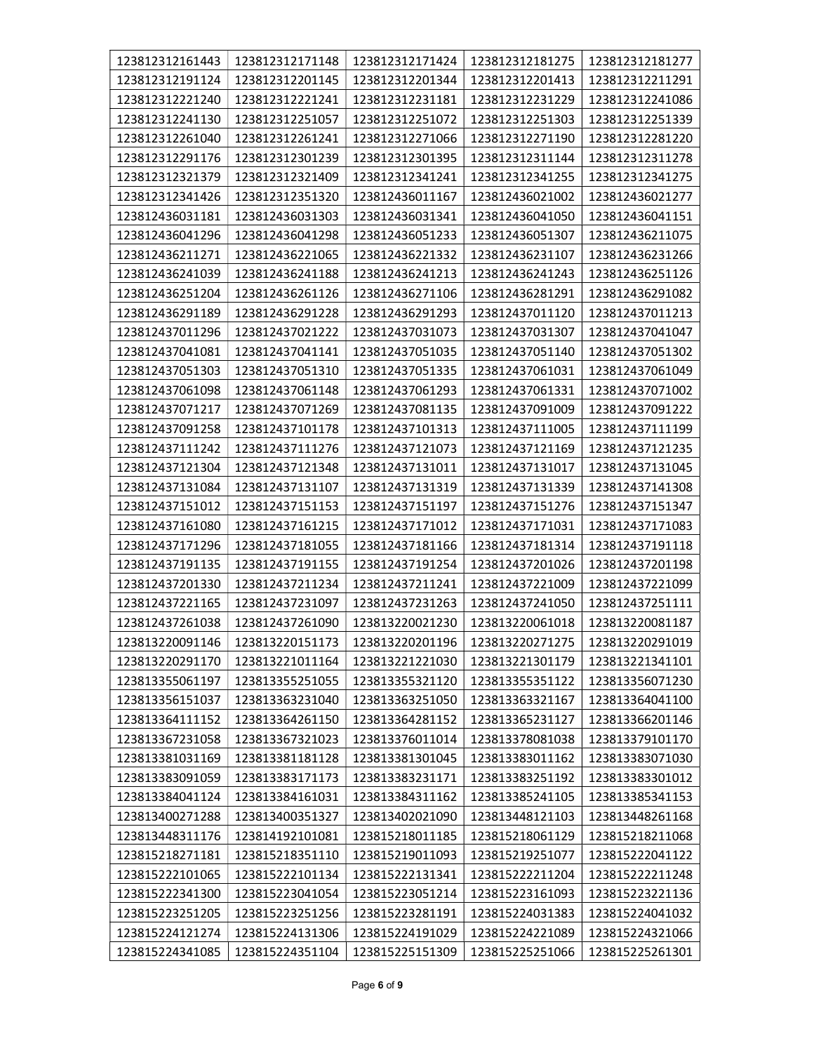| 123812312161443 | 123812312171148 | 123812312171424 | 123812312181275 | 123812312181277 |
|---|---|---|---|---|
| 123812312191124 | 123812312201145 | 123812312201344 | 123812312201413 | 123812312211291 |
| 123812312221240 | 123812312221241 | 123812312231181 | 123812312231229 | 123812312241086 |
| 123812312241130 | 123812312251057 | 123812312251072 | 123812312251303 | 123812312251339 |
| 123812312261040 | 123812312261241 | 123812312271066 | 123812312271190 | 123812312281220 |
| 123812312291176 | 123812312301239 | 123812312301395 | 123812312311144 | 123812312311278 |
| 123812312321379 | 123812312321409 | 123812312341241 | 123812312341255 | 123812312341275 |
| 123812312341426 | 123812312351320 | 123812436011167 | 123812436021002 | 123812436021277 |
| 123812436031181 | 123812436031303 | 123812436031341 | 123812436041050 | 123812436041151 |
| 123812436041296 | 123812436041298 | 123812436051233 | 123812436051307 | 123812436211075 |
| 123812436211271 | 123812436221065 | 123812436221332 | 123812436231107 | 123812436231266 |
| 123812436241039 | 123812436241188 | 123812436241213 | 123812436241243 | 123812436251126 |
| 123812436251204 | 123812436261126 | 123812436271106 | 123812436281291 | 123812436291082 |
| 123812436291189 | 123812436291228 | 123812436291293 | 123812437011120 | 123812437011213 |
| 123812437011296 | 123812437021222 | 123812437031073 | 123812437031307 | 123812437041047 |
| 123812437041081 | 123812437041141 | 123812437051035 | 123812437051140 | 123812437051302 |
| 123812437051303 | 123812437051310 | 123812437051335 | 123812437061031 | 123812437061049 |
| 123812437061098 | 123812437061148 | 123812437061293 | 123812437061331 | 123812437071002 |
| 123812437071217 | 123812437071269 | 123812437081135 | 123812437091009 | 123812437091222 |
| 123812437091258 | 123812437101178 | 123812437101313 | 123812437111005 | 123812437111199 |
| 123812437111242 | 123812437111276 | 123812437121073 | 123812437121169 | 123812437121235 |
| 123812437121304 | 123812437121348 | 123812437131011 | 123812437131017 | 123812437131045 |
| 123812437131084 | 123812437131107 | 123812437131319 | 123812437131339 | 123812437141308 |
| 123812437151012 | 123812437151153 | 123812437151197 | 123812437151276 | 123812437151347 |
| 123812437161080 | 123812437161215 | 123812437171012 | 123812437171031 | 123812437171083 |
| 123812437171296 | 123812437181055 | 123812437181166 | 123812437181314 | 123812437191118 |
| 123812437191135 | 123812437191155 | 123812437191254 | 123812437201026 | 123812437201198 |
| 123812437201330 | 123812437211234 | 123812437211241 | 123812437221009 | 123812437221099 |
| 123812437221165 | 123812437231097 | 123812437231263 | 123812437241050 | 123812437251111 |
| 123812437261038 | 123812437261090 | 123813220021230 | 123813220061018 | 123813220081187 |
| 123813220091146 | 123813220151173 | 123813220201196 | 123813220271275 | 123813220291019 |
| 123813220291170 | 123813221011164 | 123813221221030 | 123813221301179 | 123813221341101 |
| 123813355061197 | 123813355251055 | 123813355321120 | 123813355351122 | 123813356071230 |
| 123813356151037 | 123813363231040 | 123813363251050 | 123813363321167 | 123813364041100 |
| 123813364111152 | 123813364261150 | 123813364281152 | 123813365231127 | 123813366201146 |
| 123813367231058 | 123813367321023 | 123813376011014 | 123813378081038 | 123813379101170 |
| 123813381031169 | 123813381181128 | 123813381301045 | 123813383011162 | 123813383071030 |
| 123813383091059 | 123813383171173 | 123813383231171 | 123813383251192 | 123813383301012 |
| 123813384041124 | 123813384161031 | 123813384311162 | 123813385241105 | 123813385341153 |
| 123813400271288 | 123813400351327 | 123813402021090 | 123813448121103 | 123813448261168 |
| 123813448311176 | 123814192101081 | 123815218011185 | 123815218061129 | 123815218211068 |
| 123815218271181 | 123815218351110 | 123815219011093 | 123815219251077 | 123815222041122 |
| 123815222101065 | 123815222101134 | 123815222131341 | 123815222211204 | 123815222211248 |
| 123815222341300 | 123815223041054 | 123815223051214 | 123815223161093 | 123815223221136 |
| 123815223251205 | 123815223251256 | 123815223281191 | 123815224031383 | 123815224041032 |
| 123815224121274 | 123815224131306 | 123815224191029 | 123815224221089 | 123815224321066 |
| 123815224341085 | 123815224351104 | 123815225151309 | 123815225251066 | 123815225261301 |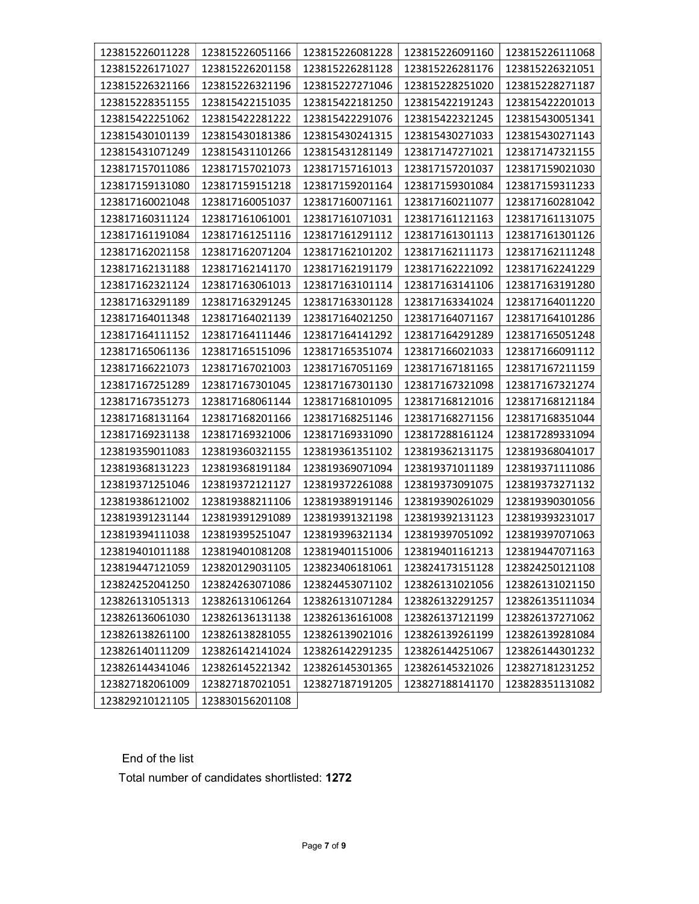| | | | | |
|---|---|---|---|---|
| 123815226011228 | 123815226051166 | 123815226081228 | 123815226091160 | 123815226111068 |
| 123815226171027 | 123815226201158 | 123815226281128 | 123815226281176 | 123815226321051 |
| 123815226321166 | 123815226321196 | 123815227271046 | 123815228251020 | 123815228271187 |
| 123815228351155 | 123815422151035 | 123815422181250 | 123815422191243 | 123815422201013 |
| 123815422251062 | 123815422281222 | 123815422291076 | 123815422321245 | 123815430051341 |
| 123815430101139 | 123815430181386 | 123815430241315 | 123815430271033 | 123815430271143 |
| 123815431071249 | 123815431101266 | 123815431281149 | 123817147271021 | 123817147321155 |
| 123817157011086 | 123817157021073 | 123817157161013 | 123817157201037 | 123817159021030 |
| 123817159131080 | 123817159151218 | 123817159201164 | 123817159301084 | 123817159311233 |
| 123817160021048 | 123817160051037 | 123817160071161 | 123817160211077 | 123817160281042 |
| 123817160311124 | 123817161061001 | 123817161071031 | 123817161121163 | 123817161131075 |
| 123817161191084 | 123817161251116 | 123817161291112 | 123817161301113 | 123817161301126 |
| 123817162021158 | 123817162071204 | 123817162101202 | 123817162111173 | 123817162111248 |
| 123817162131188 | 123817162141170 | 123817162191179 | 123817162221092 | 123817162241229 |
| 123817162321124 | 123817163061013 | 123817163101114 | 123817163141106 | 123817163191280 |
| 123817163291189 | 123817163291245 | 123817163301128 | 123817163341024 | 123817164011220 |
| 123817164011348 | 123817164021139 | 123817164021250 | 123817164071167 | 123817164101286 |
| 123817164111152 | 123817164111446 | 123817164141292 | 123817164291289 | 123817165051248 |
| 123817165061136 | 123817165151096 | 123817165351074 | 123817166021033 | 123817166091112 |
| 123817166221073 | 123817167021003 | 123817167051169 | 123817167181165 | 123817167211159 |
| 123817167251289 | 123817167301045 | 123817167301130 | 123817167321098 | 123817167321274 |
| 123817167351273 | 123817168061144 | 123817168101095 | 123817168121016 | 123817168121184 |
| 123817168131164 | 123817168201166 | 123817168251146 | 123817168271156 | 123817168351044 |
| 123817169231138 | 123817169321006 | 123817169331090 | 123817288161124 | 123817289331094 |
| 123819359011083 | 123819360321155 | 123819361351102 | 123819362131175 | 123819368041017 |
| 123819368131223 | 123819368191184 | 123819369071094 | 123819371011189 | 123819371111086 |
| 123819371251046 | 123819372121127 | 123819372261088 | 123819373091075 | 123819373271132 |
| 123819386121002 | 123819388211106 | 123819389191146 | 123819390261029 | 123819390301056 |
| 123819391231144 | 123819391291089 | 123819391321198 | 123819392131123 | 123819393231017 |
| 123819394111038 | 123819395251047 | 123819396321134 | 123819397051092 | 123819397071063 |
| 123819401011188 | 123819401081208 | 123819401151006 | 123819401161213 | 123819447071163 |
| 123819447121059 | 123820129031105 | 123823406181061 | 123824173151128 | 123824250121108 |
| 123824252041250 | 123824263071086 | 123824453071102 | 123826131021056 | 123826131021150 |
| 123826131051313 | 123826131061264 | 123826131071284 | 123826132291257 | 123826135111034 |
| 123826136061030 | 123826136131138 | 123826136161008 | 123826137121199 | 123826137271062 |
| 123826138261100 | 123826138281055 | 123826139021016 | 123826139261199 | 123826139281084 |
| 123826140111209 | 123826142141024 | 123826142291235 | 123826144251067 | 123826144301232 |
| 123826144341046 | 123826145221342 | 123826145301365 | 123826145321026 | 123827181231252 |
| 123827182061009 | 123827187021051 | 123827187191205 | 123827188141170 | 123828351131082 |
| 123829210121105 | 123830156201108 | | | |

End of the list

Total number of candidates shortlisted: **1272**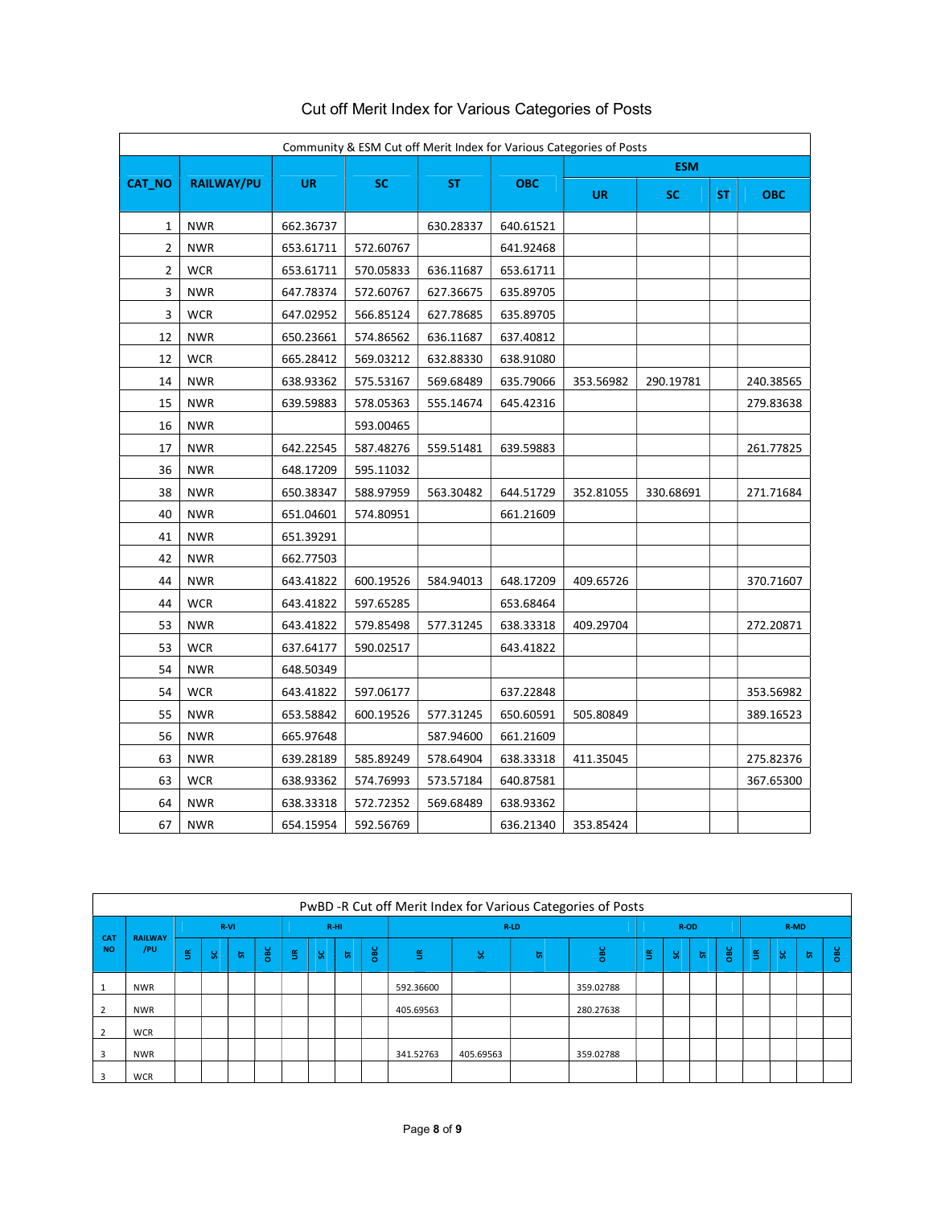# Cut off Merit Index for Various Categories of Posts

| Community & ESM Cut off Merit Index for Various Categories of Posts | | | | | | | | | |
|---|---|---|---|---|---|---|---|---|---|
| CAT_NO | RAILWAY/PU | UR | SC | ST | OBC | ESM | | | |
| | | | | | | UR | SC | ST | OBC |
| 1 | NWR | 662.36737 | | 630.28337 | 640.61521 | | | | |
| 2 | NWR | 653.61711 | 572.60767 | | 641.92468 | | | | |
| 2 | WCR | 653.61711 | 570.05833 | 636.11687 | 653.61711 | | | | |
| 3 | NWR | 647.78374 | 572.60767 | 627.36675 | 635.89705 | | | | |
| 3 | WCR | 647.02952 | 566.85124 | 627.78685 | 635.89705 | | | | |
| 12 | NWR | 650.23661 | 574.86562 | 636.11687 | 637.40812 | | | | |
| 12 | WCR | 665.28412 | 569.03212 | 632.88330 | 638.91080 | | | | |
| 14 | NWR | 638.93362 | 575.53167 | 569.68489 | 635.79066 | 353.56982 | 290.19781 | | 240.38565 |
| 15 | NWR | 639.59883 | 578.05363 | 555.14674 | 645.42316 | | | | 279.83638 |
| 16 | NWR | | 593.00465 | | | | | | |
| 17 | NWR | 642.22545 | 587.48276 | 559.51481 | 639.59883 | | | | 261.77825 |
| 36 | NWR | 648.17209 | 595.11032 | | | | | | |
| 38 | NWR | 650.38347 | 588.97959 | 563.30482 | 644.51729 | 352.81055 | 330.68691 | | 271.71684 |
| 40 | NWR | 651.04601 | 574.80951 | | 661.21609 | | | | |
| 41 | NWR | 651.39291 | | | | | | | |
| 42 | NWR | 662.77503 | | | | | | | |
| 44 | NWR | 643.41822 | 600.19526 | 584.94013 | 648.17209 | 409.65726 | | | 370.71607 |
| 44 | WCR | 643.41822 | 597.65285 | | 653.68464 | | | | |
| 53 | NWR | 643.41822 | 579.85498 | 577.31245 | 638.33318 | 409.29704 | | | 272.20871 |
| 53 | WCR | 637.64177 | 590.02517 | | 643.41822 | | | | |
| 54 | NWR | 648.50349 | | | | | | | |
| 54 | WCR | 643.41822 | 597.06177 | | 637.22848 | | | | 353.56982 |
| 55 | NWR | 653.58842 | 600.19526 | 577.31245 | 650.60591 | 505.80849 | | | 389.16523 |
| 56 | NWR | 665.97648 | | 587.94600 | 661.21609 | | | | |
| 63 | NWR | 639.28189 | 585.89249 | 578.64904 | 638.33318 | 411.35045 | | | 275.82376 |
| 63 | WCR | 638.93362 | 574.76993 | 573.57184 | 640.87581 | | | | 367.65300 |
| 64 | NWR | 638.33318 | 572.72352 | 569.68489 | 638.93362 | | | | |
| 67 | NWR | 654.15954 | 592.56769 | | 636.21340 | 353.85424 | | | |

| PwBD -R Cut off Merit Index for Various Categories of Posts | | | | | | | | | | | | | | | | | | | | | | |
|---|---|---|---|---|---|---|---|---|---|---|---|---|---|---|---|---|---|---|---|---|---|---|
| CAT NO | RAILWAY /PU | R-VI | | | | R-HI | | | | R-LD | | | | R-OD | | | | R-MD | | | | |
| | | UR | SC | ST | OBC | UR | SC | ST | OBC | UR | SC | ST | OBC | UR | SC | ST | OBC | UR | SC | ST | OBC |
| 1 | NWR | | | | | | | | | 592.36600 | | | 359.02788 | | | | | | | | |
| 2 | NWR | | | | | | | | | 405.69563 | | | 280.27638 | | | | | | | | |
| 2 | WCR | | | | | | | | | | | | | | | | | | | | |
| 3 | NWR | | | | | | | | | 341.52763 | 405.69563 | | 359.02788 | | | | | | | | |
| 3 | WCR | | | | | | | | | | | | | | | | | | | | |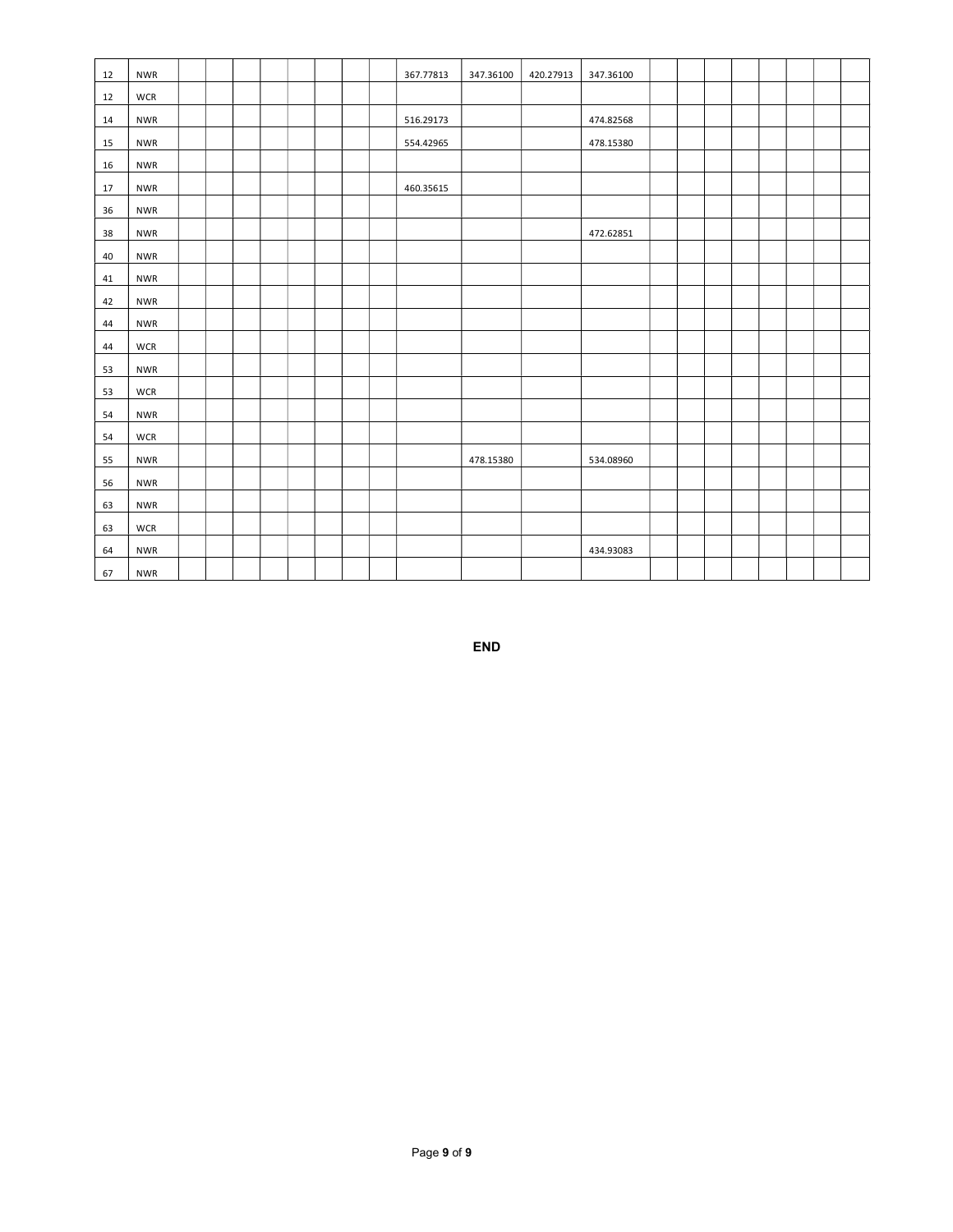| | | | | | | | | | | | | | | | | | | | | | |
|---|---|---|---|---|---|---|---|---|---|---|---|---|---|---|---|---|---|---|---|---|---|
| 12 | NWR | | | | | | | | | 367.77813 | 347.36100 | 420.27913 | 347.36100 | | | | | | | | |
| 12 | WCR | | | | | | | | | | | | | | | | | | | | |
| 14 | NWR | | | | | | | | | 516.29173 | | | 474.82568 | | | | | | | | |
| 15 | NWR | | | | | | | | | 554.42965 | | | 478.15380 | | | | | | | | |
| 16 | NWR | | | | | | | | | | | | | | | | | | | | |
| 17 | NWR | | | | | | | | | 460.35615 | | | | | | | | | | | |
| 36 | NWR | | | | | | | | | | | | | | | | | | | | |
| 38 | NWR | | | | | | | | | | | | 472.62851 | | | | | | | | |
| 40 | NWR | | | | | | | | | | | | | | | | | | | | |
| 41 | NWR | | | | | | | | | | | | | | | | | | | | |
| 42 | NWR | | | | | | | | | | | | | | | | | | | | |
| 44 | NWR | | | | | | | | | | | | | | | | | | | | |
| 44 | WCR | | | | | | | | | | | | | | | | | | | | |
| 53 | NWR | | | | | | | | | | | | | | | | | | | | |
| 53 | WCR | | | | | | | | | | | | | | | | | | | | |
| 54 | NWR | | | | | | | | | | | | | | | | | | | | |
| 54 | WCR | | | | | | | | | | | | | | | | | | | | |
| 55 | NWR | | | | | | | | | | 478.15380 | | 534.08960 | | | | | | | | |
| 56 | NWR | | | | | | | | | | | | | | | | | | | | |
| 63 | NWR | | | | | | | | | | | | | | | | | | | | |
| 63 | WCR | | | | | | | | | | | | | | | | | | | | |
| 64 | NWR | | | | | | | | | | | | 434.93083 | | | | | | | | |
| 67 | NWR | | | | | | | | | | | | | | | | | | | | |

**END**